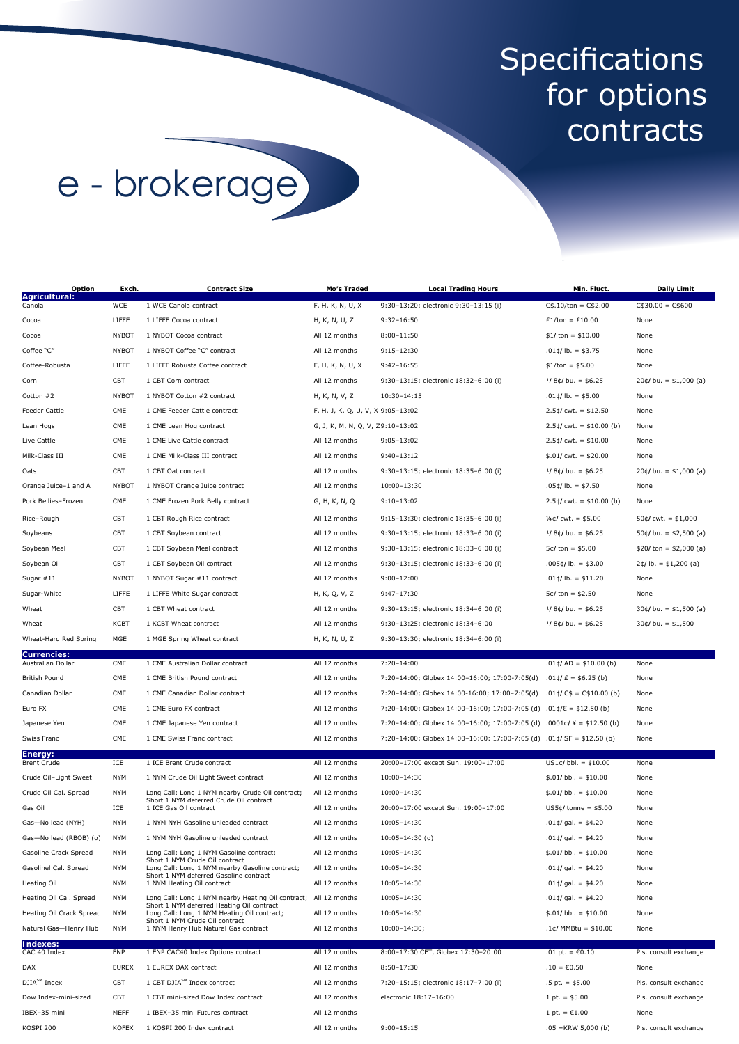# Specifications for options contracts

e - brokerage

| Option | Exch. | Contract Size | Mo's Traded | Local Trading Hours | Min. Fluct. | Daily Limit |
|---|---|---|---|---|---|---|
| **Agricultural:** | | | | | | |
| Canola | WCE | 1 WCE Canola contract | F, H, K, N, U, X | 9:30–13:20; electronic 9:30–13:15 (i) | C$.10/ton = C$2.00 | C$30.00 = C$600 |
| Cocoa | LIFFE | 1 LIFFE Cocoa contract | H, K, N, U, Z | 9:32–16:50 | £1/ton = £10.00 | None |
| Cocoa | NYBOT | 1 NYBOT Cocoa contract | All 12 months | 8:00–11:50 | $1/ ton = $10.00 | None |
| Coffee "C" | NYBOT | 1 NYBOT Coffee "C" contract | All 12 months | 9:15–12:30 | .01¢/ lb. = $3.75 | None |
| Coffee-Robusta | LIFFE | 1 LIFFE Robusta Coffee contract | F, H, K, N, U, X | 9:42–16:55 | $1/ton = $5.00 | None |
| Corn | CBT | 1 CBT Corn contract | All 12 months | 9:30–13:15; electronic 18:32–6:00 (i) | 1/8¢/ bu. = $6.25 | 20¢/ bu. = $1,000 (a) |
| Cotton #2 | NYBOT | 1 NYBOT Cotton #2 contract | H, K, N, V, Z | 10:30–14:15 | .01¢/ lb. = $5.00 | None |
| Feeder Cattle | CME | 1 CME Feeder Cattle contract | F, H, J, K, Q, U, V, X | 9:05–13:02 | 2.5¢/ cwt. = $12.50 | None |
| Lean Hogs | CME | 1 CME Lean Hog contract | G, J, K, M, N, Q, V, Z | 9:10–13:02 | 2.5¢/ cwt. = $10.00 (b) | None |
| Live Cattle | CME | 1 CME Live Cattle contract | All 12 months | 9:05–13:02 | 2.5¢/ cwt. = $10.00 | None |
| Milk-Class III | CME | 1 CME Milk-Class III contract | All 12 months | 9:40–13:12 | $.01/ cwt. = $20.00 | None |
| Oats | CBT | 1 CBT Oat contract | All 12 months | 9:30–13:15; electronic 18:35–6:00 (i) | 1/8¢/ bu. = $6.25 | 20¢/ bu. = $1,000 (a) |
| Orange Juice–1 and A | NYBOT | 1 NYBOT Orange Juice contract | All 12 months | 10:00–13:30 | .05¢/ lb. = $7.50 | None |
| Pork Bellies–Frozen | CME | 1 CME Frozen Pork Belly contract | G, H, K, N, Q | 9:10–13:02 | 2.5¢/ cwt. = $10.00 (b) | None |
| Rice–Rough | CBT | 1 CBT Rough Rice contract | All 12 months | 9:15–13:30; electronic 18:35–6:00 (i) | ¼¢/ cwt. = $5.00 | 50¢/ cwt. = $1,000 |
| Soybeans | CBT | 1 CBT Soybean contract | All 12 months | 9:30–13:15; electronic 18:33–6:00 (i) | 1/8¢/ bu. = $6.25 | 50¢/ bu. = $2,500 (a) |
| Soybean Meal | CBT | 1 CBT Soybean Meal contract | All 12 months | 9:30–13:15; electronic 18:33–6:00 (i) | 5¢/ ton = $5.00 | $20/ ton = $2,000 (a) |
| Soybean Oil | CBT | 1 CBT Soybean Oil contract | All 12 months | 9:30–13:15; electronic 18:33–6:00 (i) | .005¢/ lb. = $3.00 | 2¢/ lb. = $1,200 (a) |
| Sugar #11 | NYBOT | 1 NYBOT Sugar #11 contract | All 12 months | 9:00–12:00 | .01¢/ lb. = $11.20 | None |
| Sugar-White | LIFFE | 1 LIFFE White Sugar contract | H, K, Q, V, Z | 9:47–17:30 | 5¢/ ton = $2.50 | None |
| Wheat | CBT | 1 CBT Wheat contract | All 12 months | 9:30–13:15; electronic 18:34–6:00 (i) | 1/8¢/ bu. = $6.25 | 30¢/ bu. = $1,500 (a) |
| Wheat | KCBT | 1 KCBT Wheat contract | All 12 months | 9:30–13:25; electronic 18:34–6:00 | 1/8¢/ bu. = $6.25 | 30¢/ bu. = $1,500 |
| Wheat-Hard Red Spring | MGE | 1 MGE Spring Wheat contract | H, K, N, U, Z | 9:30–13:30; electronic 18:34–6:00 (i) | | |
| **Currencies:** | | | | | | |
| Australian Dollar | CME | 1 CME Australian Dollar contract | All 12 months | 7:20–14:00 | .01¢/ AD = $10.00 (b) | None |
| British Pound | CME | 1 CME British Pound contract | All 12 months | 7:20–14:00; Globex 14:00–16:00; 17:00-7:05(d) | .01¢/ £ = $6.25 (b) | None |
| Canadian Dollar | CME | 1 CME Canadian Dollar contract | All 12 months | 7:20–14:00; Globex 14:00–16:00; 17:00–7:05(d) | .01¢/ C$ = C$10.00 (b) | None |
| Euro FX | CME | 1 CME Euro FX contract | All 12 months | 7:20–14:00; Globex 14:00–16:00; 17:00-7:05 (d) | .01¢/€ = $12.50 (b) | None |
| Japanese Yen | CME | 1 CME Japanese Yen contract | All 12 months | 7:20–14:00; Globex 14:00–16:00; 17:00-7:05 (d) | .0001¢/ ¥ = $12.50 (b) | None |
| Swiss Franc | CME | 1 CME Swiss Franc contract | All 12 months | 7:20–14:00; Globex 14:00–16:00: 17:00-7:05 (d) | .01¢/ SF = $12.50 (b) | None |
| **Energy:** | | | | | | |
| Brent Crude | ICE | 1 ICE Brent Crude contract | All 12 months | 20:00–17:00 except Sun. 19:00–17:00 | US1¢/ bbl. = $10.00 | None |
| Crude Oil–Light Sweet | NYM | 1 NYM Crude Oil Light Sweet contract | All 12 months | 10:00–14:30 | $.01/ bbl. = $10.00 | None |
| Crude Oil Cal. Spread | NYM | Long Call: Long 1 NYM nearby Crude Oil contract; Short 1 NYM deferred Crude Oil contract | All 12 months | 10:00–14:30 | $.01/ bbl. = $10.00 | None |
| Gas Oil | ICE | 1 ICE Gas Oil contract | All 12 months | 20:00–17:00 except Sun. 19:00–17:00 | US5¢/ tonne = $5.00 | None |
| Gas—No lead (NYH) | NYM | 1 NYM NYH Gasoline unleaded contract | All 12 months | 10:05–14:30 | .01¢/ gal. = $4.20 | None |
| Gas—No lead (RBOB) (o) | NYM | 1 NYM NYH Gasoline unleaded contract | All 12 months | 10:05–14:30 (o) | .01¢/ gal. = $4.20 | None |
| Gasoline Crack Spread | NYM | Long Call: Long 1 NYM Gasoline contract; Short 1 NYM Crude Oil contract | All 12 months | 10:05–14:30 | $.01/ bbl. = $10.00 | None |
| Gasolinel Cal. Spread | NYM | Long Call: Long 1 NYM nearby Gasoline contract; Short 1 NYM deferred Gasoline contract | All 12 months | 10:05–14:30 | .01¢/ gal. = $4.20 | None |
| Heating Oil | NYM | 1 NYM Heating Oil contract | All 12 months | 10:05–14:30 | .01¢/ gal. = $4.20 | None |
| Heating Oil Cal. Spread | NYM | Long Call: Long 1 NYM nearby Heating Oil contract; Short 1 NYM deferred Heating Oil contract | All 12 months | 10:05–14:30 | .01¢/ gal. = $4.20 | None |
| Heating Oil Crack Spread | NYM | Long Call: Long 1 NYM Heating Oil contract; Short 1 NYM Crude Oil contract | All 12 months | 10:05–14:30 | $.01/ bbl. = $10.00 | None |
| Natural Gas—Henry Hub | NYM | 1 NYM Henry Hub Natural Gas contract | All 12 months | 10:00–14:30; | .1¢/ MMBtu = $10.00 | None |
| **Indexes:** | | | | | | |
| CAC 40 Index | ENP | 1 ENP CAC40 Index Options contract | All 12 months | 8:00–17:30 CET, Globex 17:30–20:00 | .01 pt. = €0.10 | Pls. consult exchange |
| DAX | EUREX | 1 EUREX DAX contract | All 12 months | 8:50–17:30 | .10 = €0.50 | None |
| DJIA[SM] Index | CBT | 1 CBT DJIA[SM] Index contract | All 12 months | 7:20–15:15; electronic 18:17–7:00 (i) | .5 pt. = $5.00 | Pls. consult exchange |
| Dow Index-mini-sized | CBT | 1 CBT mini-sized Dow Index contract | All 12 months | electronic 18:17–16:00 | 1 pt. = $5.00 | Pls. consult exchange |
| IBEX–35 mini | MEFF | 1 IBEX–35 mini Futures contract | All 12 months | | 1 pt. = €1.00 | None |
| KOSPI 200 | KOFEX | 1 KOSPI 200 Index contract | All 12 months | 9:00–15:15 | .05 =KRW 5,000 (b) | Pls. consult exchange |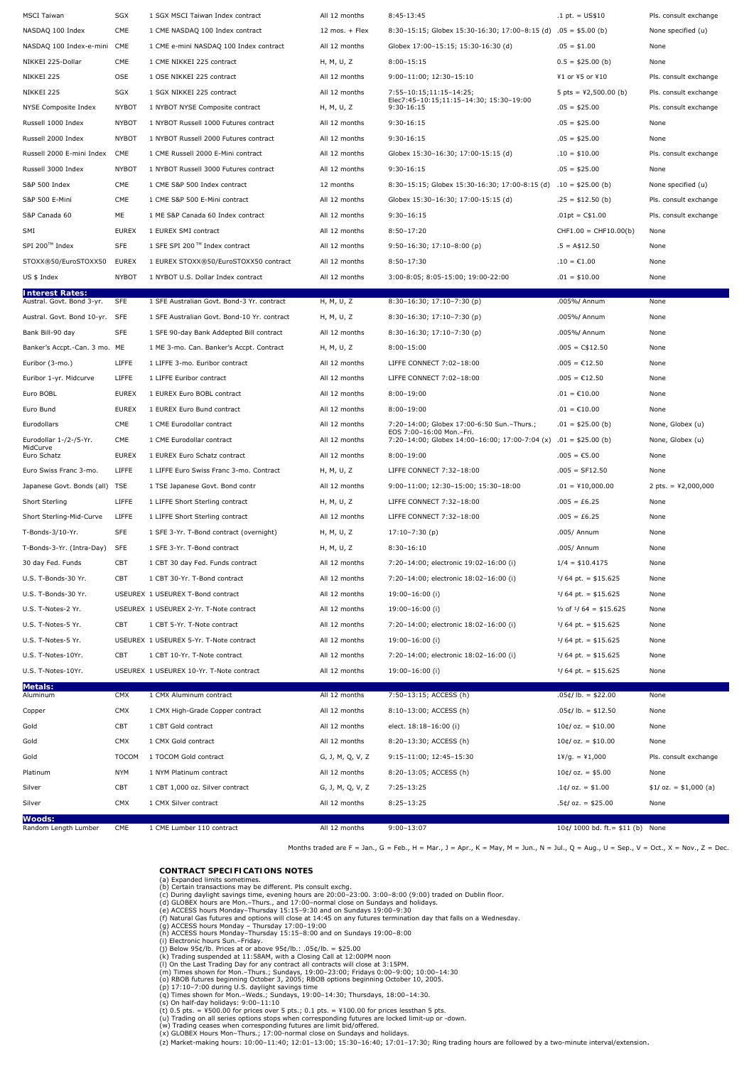| | | | | | | |
|---|---|---|---|---|---|---|
| MSCI Taiwan | SGX | 1 SGX MSCI Taiwan Index contract | All 12 months | 8:45-13:45 | .1 pt. = US$10 | Pls. consult exchange |
| NASDAQ 100 Index | CME | 1 CME NASDAQ 100 Index contract | 12 mos. + Flex | 8:30–15:15; Globex 15:30-16:30; 17:00–8:15 (d) | .05 = $5.00 (b) | None specified (u) |
| NASDAQ 100 Index-e-mini | CME | 1 CME e-mini NASDAQ 100 Index contract | All 12 months | Globex 17:00–15:15; 15:30-16:30 (d) | .05 = $1.00 | None |
| NIKKEI 225-Dollar | CME | 1 CME NIKKEI 225 contract | H, M, U, Z | 8:00–15:15 | 0.5 = $25.00 (b) | None |
| NIKKEI 225 | OSE | 1 OSE NIKKEI 225 contract | All 12 months | 9:00–11:00; 12:30–15:10 | ¥1 or ¥5 or ¥10 | Pls. consult exchange |
| NIKKEI 225 | SGX | 1 SGX NIKKEI 225 contract | All 12 months | 7:55–10:15;11:15–14:25; Elec7:45–10:15;11:15–14:30; 15:30–19:00 | 5 pts = ¥2,500.00 (b) | Pls. consult exchange |
| NYSE Composite Index | NYBOT | 1 NYBOT NYSE Composite contract | H, M, U, Z | 9:30-16:15 | .05 = $25.00 | Pls. consult exchange |
| Russell 1000 Index | NYBOT | 1 NYBOT Russell 1000 Futures contract | All 12 months | 9:30-16:15 | .05 = $25.00 | None |
| Russell 2000 Index | NYBOT | 1 NYBOT Russell 2000 Futures contract | All 12 months | 9:30-16:15 | .05 = $25.00 | None |
| Russell 2000 E-mini Index | CME | 1 CME Russell 2000 E-Mini contract | All 12 months | Globex 15:30–16:30; 17:00–15:15 (d) | .10 = $10.00 | Pls. consult exchange |
| Russell 3000 Index | NYBOT | 1 NYBOT Russell 3000 Futures contract | All 12 months | 9:30-16:15 | .05 = $25.00 | None |
| S&P 500 Index | CME | 1 CME S&P 500 Index contract | 12 months | 8:30–15:15; Globex 15:30-16:30; 17:00-8:15 (d) | .10 = $25.00 (b) | None specified (u) |
| S&P 500 E-Mini | CME | 1 CME S&P 500 E-Mini contract | All 12 months | Globex 15:30–16:30; 17:00-15:15 (d) | .25 = $12.50 (b) | Pls. consult exchange |
| S&P Canada 60 | ME | 1 ME S&P Canada 60 Index contract | All 12 months | 9:30–16:15 | .01pt = C$1.00 | Pls. consult exchange |
| SMI | EUREX | 1 EUREX SMI contract | All 12 months | 8:50–17:20 | CHF1.00 = CHF10.00(b) | None |
| SPI 200™ Index | SFE | 1 SFE SPI 200™ Index contract | All 12 months | 9:50–16:30; 17:10–8:00 (p) | .5 = A$12.50 | None |
| STOXX®50/EuroSTOXX50 | EUREX | 1 EUREX STOXX®50/EuroSTOXX50 contract | All 12 months | 8:50–17:30 | .10 = €1.00 | None |
| US $ Index | NYBOT | 1 NYBOT U.S. Dollar Index contract | All 12 months | 3:00-8:05; 8:05-15:00; 19:00-22:00 | .01 = $10.00 | None |
| **Interest Rates:** | | | | | | |
| Austral. Govt. Bond 3-yr. | SFE | 1 SFE Australian Govt. Bond-3 Yr. contract | H, M, U, Z | 8:30–16:30; 17:10–7:30 (p) | .005%/ Annum | None |
| Austral. Govt. Bond 10-yr. | SFE | 1 SFE Australian Govt. Bond-10 Yr. contract | H, M, U, Z | 8:30–16:30; 17:10–7:30 (p) | .005%/ Annum | None |
| Bank Bill-90 day | SFE | 1 SFE 90-day Bank Addepted Bill contract | All 12 months | 8:30–16:30; 17:10–7:30 (p) | .005%/ Annum | None |
| Banker's Accpt.-Can. 3 mo. | ME | 1 ME 3-mo. Can. Banker's Accpt. Contract | H, M, U, Z | 8:00–15:00 | .005 = C$12.50 | None |
| Euribor (3-mo.) | LIFFE | 1 LIFFE 3-mo. Euribor contract | All 12 months | LIFFE CONNECT 7:02–18:00 | .005 = €12.50 | None |
| Euribor 1-yr. Midcurve | LIFFE | 1 LIFFE Euribor contract | All 12 months | LIFFE CONNECT 7:02–18:00 | .005 = €12.50 | None |
| Euro BOBL | EUREX | 1 EUREX Euro BOBL contract | All 12 months | 8:00–19:00 | .01 = €10.00 | None |
| Euro Bund | EUREX | 1 EUREX Euro Bund contract | All 12 months | 8:00–19:00 | .01 = €10.00 | None |
| Eurodollars | CME | 1 CME Eurodollar contract | All 12 months | 7:20–14:00; Globex 17:00-6:50 Sun.–Thurs.; EOS 7:00–16:00 Mon.–Fri. | .01 = $25.00 (b) | None, Globex (u) |
| Eurodollar 1-/2-/5-Yr. MidCurve | CME | 1 CME Eurodollar contract | All 12 months | 7:20–14:00; Globex 14:00–16:00; 17:00-7:04 (x) | .01 = $25.00 (b) | None, Globex (u) |
| Euro Schatz | EUREX | 1 EUREX Euro Schatz contract | All 12 months | 8:00–19:00 | .005 = €5.00 | None |
| Euro Swiss Franc 3-mo. | LIFFE | 1 LIFFE Euro Swiss Franc 3-mo. Contract | H, M, U, Z | LIFFE CONNECT 7:32–18:00 | .005 = SF12.50 | None |
| Japanese Govt. Bonds (all) | TSE | 1 TSE Japanese Govt. Bond contr | All 12 months | 9:00–11:00; 12:30–15:00; 15:30–18:00 | .01 = ¥10,000.00 | 2 pts. = ¥2,000,000 |
| Short Sterling | LIFFE | 1 LIFFE Short Sterling contract | H, M, U, Z | LIFFE CONNECT 7:32–18:00 | .005 = £6.25 | None |
| Short Sterling-Mid-Curve | LIFFE | 1 LIFFE Short Sterling contract | All 12 months | LIFFE CONNECT 7:32–18:00 | .005 = £6.25 | None |
| T-Bonds-3/10-Yr. | SFE | 1 SFE 3-Yr. T-Bond contract (overnight) | H, M, U, Z | 17:10–7:30 (p) | .005/ Annum | None |
| T-Bonds-3-Yr. (Intra-Day) | SFE | 1 SFE 3-Yr. T-Bond contract | H, M, U, Z | 8:30–16:10 | .005/ Annum | None |
| 30 day Fed. Funds | CBT | 1 CBT 30 day Fed. Funds contract | All 12 months | 7:20–14:00; electronic 19:02–16:00 (i) | 1/4 = $10.4175 | None |
| U.S. T-Bonds-30 Yr. | CBT | 1 CBT 30-Yr. T-Bond contract | All 12 months | 7:20–14:00; electronic 18:02–16:00 (i) | 1/64 pt. = $15.625 | None |
| U.S. T-Bonds-30 Yr. | USEUREX | 1 USEUREX T-Bond contract | All 12 months | 19:00–16:00 (i) | 1/64 pt. = $15.625 | None |
| U.S. T-Notes-2 Yr. | USEUREX | 1 USEUREX 2-Yr. T-Note contract | All 12 months | 19:00–16:00 (i) | ½ of 1/64 = $15.625 | None |
| U.S. T-Notes-5 Yr. | CBT | 1 CBT 5-Yr. T-Note contract | All 12 months | 7:20–14:00; electronic 18:02–16:00 (i) | 1/64 pt. = $15.625 | None |
| U.S. T-Notes-5 Yr. | USEUREX | 1 USEUREX 5-Yr. T-Note contract | All 12 months | 19:00–16:00 (i) | 1/64 pt. = $15.625 | None |
| U.S. T-Notes-10Yr. | CBT | 1 CBT 10-Yr. T-Note contract | All 12 months | 7:20–14:00; electronic 18:02–16:00 (i) | 1/64 pt. = $15.625 | None |
| U.S. T-Notes-10Yr. | USEUREX | 1 USEUREX 10-Yr. T-Note contract | All 12 months | 19:00–16:00 (i) | 1/64 pt. = $15.625 | None |
| **Metals:** | | | | | | |
| Aluminum | CMX | 1 CMX Aluminum contract | All 12 months | 7:50–13:15; ACCESS (h) | .05¢/ lb. = $22.00 | None |
| Copper | CMX | 1 CMX High-Grade Copper contract | All 12 months | 8:10–13:00; ACCESS (h) | .05¢/ lb. = $12.50 | None |
| Gold | CBT | 1 CBT Gold contract | All 12 months | elect. 18:18–16:00 (i) | 10¢/ oz. = $10.00 | None |
| Gold | CMX | 1 CMX Gold contract | All 12 months | 8:20–13:30; ACCESS (h) | 10¢/ oz. = $10.00 | None |
| Gold | TOCOM | 1 TOCOM Gold contract | G, J, M, Q, V, Z | 9:15–11:00; 12:45–15:30 | 1¥/g. = ¥1,000 | Pls. consult exchange |
| Platinum | NYM | 1 NYM Platinum contract | All 12 months | 8:20–13:05; ACCESS (h) | 10¢/ oz. = $5.00 | None |
| Silver | CBT | 1 CBT 1,000 oz. Silver contract | G, J, M, Q, V, Z | 7:25–13:25 | .1¢/ oz. = $1.00 | $1/ oz. = $1,000 (a) |
| Silver | CMX | 1 CMX Silver contract | All 12 months | 8:25–13:25 | .5¢/ oz. = $25.00 | None |
| **Woods:** | | | | | | |
| Random Length Lumber | CME | 1 CME Lumber 110 contract | All 12 months | 9:00–13:07 | 10¢/ 1000 bd. ft.= $11 (b) | None |

Months traded are F = Jan., G = Feb., H = Mar., J = Apr., K = May, M = Jun., N = Jul., Q = Aug., U = Sep., V = Oct., X = Nov., Z = Dec.

**CONTRACT SPECIFICATIONS NOTES**

(a) Expanded limits sometimes.
(b) Certain transactions may be different. Pls consult exchg.
(c) During daylight savings time, evening hours are 20:00–23:00. 3:00–8:00 (9:00) traded on Dublin floor.
(d) GLOBEX hours are Mon.–Thurs., and 17:00–normal close on Sundays and holidays.
(e) ACCESS hours Monday–Thursday 15:15–9:30 and on Sundays 19:00–9:30
(f) Natural Gas futures and options will close at 14:45 on any futures termination day that falls on a Wednesday.
(g) ACCESS hours Monday – Thursday 17:00–19:00
(h) ACCESS hours Monday–Thursday 15:15–8:00 and on Sundays 19:00–8:00
(i) Electronic hours Sun.–Friday.
(j) Below 95¢/lb. Prices at or above 95¢/lb.: .05¢/lb. = $25.00
(k) Trading suspended at 11:58AM, with a Closing Call at 12:00PM noon
(l) On the Last Trading Day for any contract all contracts will close at 3:15PM.
(m) Times shown for Mon.–Thurs.; Sundays, 19:00–23:00; Fridays 0:00–9:00; 10:00–14:30
(o) RBOB futures beginning October 3, 2005; RBOB options beginning October 10, 2005.
(p) 17:10–7:00 during U.S. daylight savings time
(q) Times shown for Mon.–Weds.; Sundays, 19:00–14:30; Thursdays, 18:00–14:30.
(s) On half-day holidays: 9:00–11:10
(t) 0.5 pts. = ¥500.00 for prices over 5 pts.; 0.1 pts. = ¥100.00 for prices lessthan 5 pts.
(u) Trading on all series options stops when corresponding futures are locked limit-up or -down.
(w) Trading ceases when corresponding futures are limit bid/offered.
(x) GLOBEX Hours Mon–Thurs.; 17:00-normal close on Sundays and holidays.
(z) Market-making hours: 10:00–11:40; 12:01–13:00; 15:30–16:40; 17:01–17:30; Ring trading hours are followed by a two-minute interval/extension.